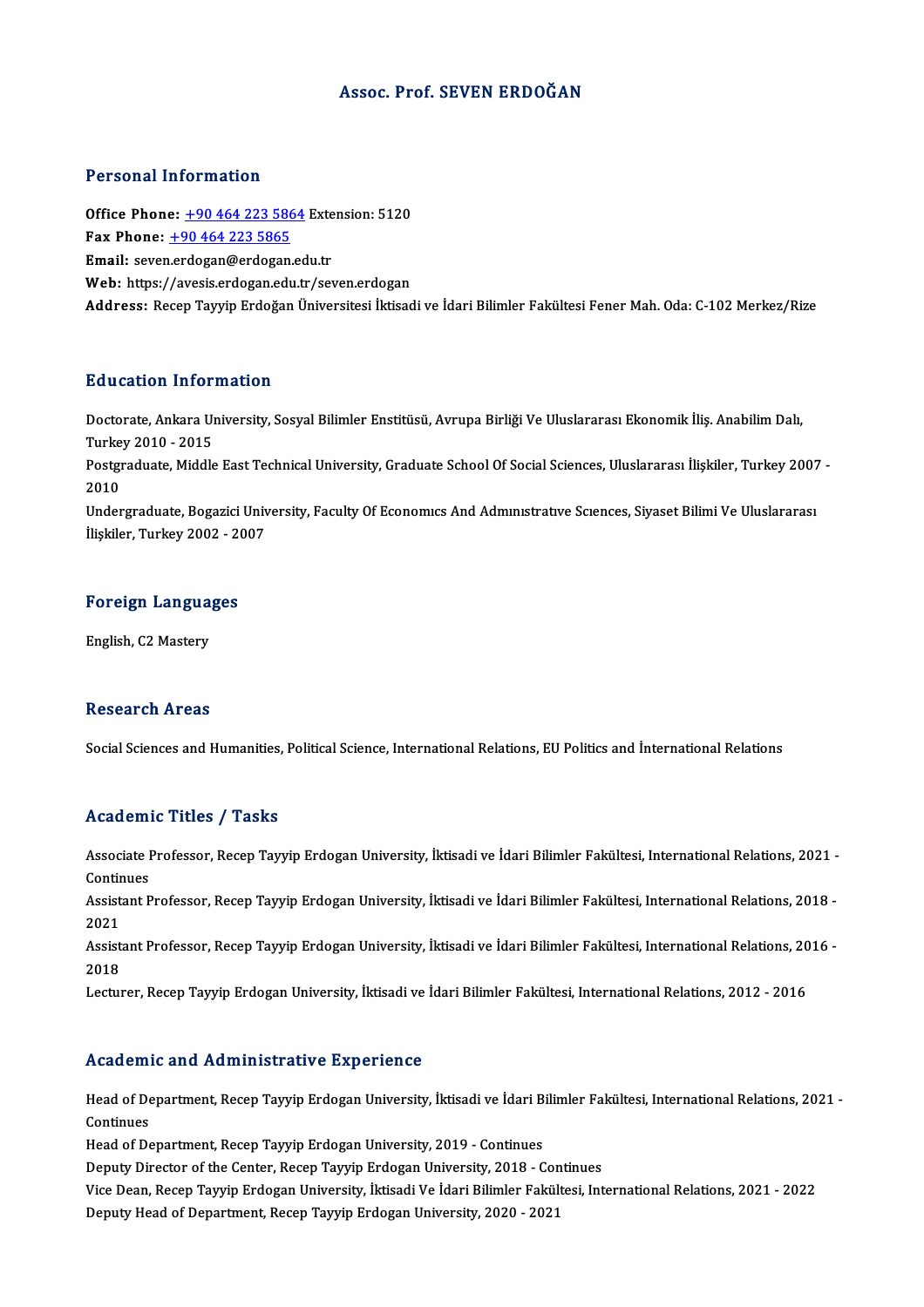# Assoc. Prof. SEVEN ERDOĞAN

## Personal Information

**Office Phone:** +90 464 223 5864 Extension: 5120
**Fax Phone:** +90 464 223 5865
**Email:** seven.erdogan@erdogan.edu.tr
**Web:** https://avesis.erdogan.edu.tr/seven.erdogan
**Address:** Recep Tayyip Erdoğan Üniversitesi İktisadi ve İdari Bilimler Fakültesi Fener Mah. Oda: C-102 Merkez/Rize

## Education Information

Doctorate, Ankara University, Sosyal Bilimler Enstitüsü, Avrupa Birliği Ve Uluslararası Ekonomik İliş. Anabilim Dalı, Turkey 2010 - 2015
Postgraduate, Middle East Technical University, Graduate School Of Social Sciences, Uluslararası İlişkiler, Turkey 2007 - 2010
Undergraduate, Bogazici University, Faculty Of Economıcs And Admınıstratıve Scıences, Siyaset Bilimi Ve Uluslararası İlişkiler, Turkey 2002 - 2007

## Foreign Languages

English, C2 Mastery

## Research Areas

Social Sciences and Humanities, Political Science, International Relations, EU Politics and İnternational Relations

## Academic Titles / Tasks

Associate Professor, Recep Tayyip Erdogan University, İktisadi ve İdari Bilimler Fakültesi, International Relations, 2021 - Continues
Assistant Professor, Recep Tayyip Erdogan University, İktisadi ve İdari Bilimler Fakültesi, International Relations, 2018 - 2021
Assistant Professor, Recep Tayyip Erdogan University, İktisadi ve İdari Bilimler Fakültesi, International Relations, 2016 - 2018
Lecturer, Recep Tayyip Erdogan University, İktisadi ve İdari Bilimler Fakültesi, International Relations, 2012 - 2016

## Academic and Administrative Experience

Head of Department, Recep Tayyip Erdogan University, İktisadi ve İdari Bilimler Fakültesi, International Relations, 2021 - Continues
Head of Department, Recep Tayyip Erdogan University, 2019 - Continues
Deputy Director of the Center, Recep Tayyip Erdogan University, 2018 - Continues
Vice Dean, Recep Tayyip Erdogan University, İktisadi Ve İdari Bilimler Fakültesi, International Relations, 2021 - 2022
Deputy Head of Department, Recep Tayyip Erdogan University, 2020 - 2021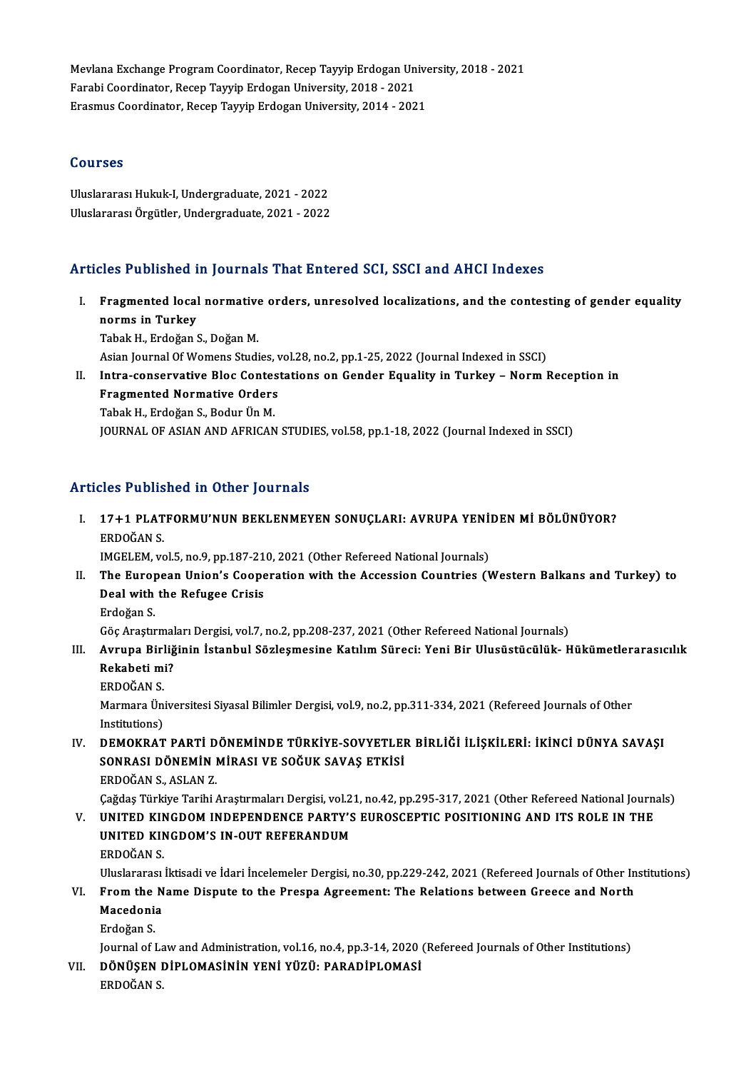Mevlana Exchange Program Coordinator, Recep Tayyip Erdogan University, 2018 - 2021
Farabi Coordinator, Recep Tayyip Erdogan University, 2018 - 2021
Erasmus Coordinator, Recep Tayyip Erdogan University, 2014 - 2021

## Courses

Uluslararası Hukuk-I, Undergraduate, 2021 - 2022
Uluslararası Örgütler, Undergraduate, 2021 - 2022

## Articles Published in Journals That Entered SCI, SSCI and AHCI Indexes

I. **Fragmented local normative orders, unresolved localizations, and the contesting of gender equality norms in Turkey**
Tabak H., Erdoğan S., Doğan M.
Asian Journal Of Womens Studies, vol.28, no.2, pp.1-25, 2022 (Journal Indexed in SSCI)

II. **Intra-conservative Bloc Contestations on Gender Equality in Turkey – Norm Reception in Fragmented Normative Orders**
Tabak H., Erdoğan S., Bodur Ün M.
JOURNAL OF ASIAN AND AFRICAN STUDIES, vol.58, pp.1-18, 2022 (Journal Indexed in SSCI)

## Articles Published in Other Journals

I. **17+1 PLATFORMU'NUN BEKLENMEYEN SONUÇLARI: AVRUPA YENİDEN Mİ BÖLÜNÜYOR?**
ERDOĞAN S.
IMGELEM, vol.5, no.9, pp.187-210, 2021 (Other Refereed National Journals)

II. **The European Union's Cooperation with the Accession Countries (Western Balkans and Turkey) to Deal with the Refugee Crisis**
Erdoğan S.
Göç Araştırmaları Dergisi, vol.7, no.2, pp.208-237, 2021 (Other Refereed National Journals)

III. **Avrupa Birliğinin İstanbul Sözleşmesine Katılım Süreci: Yeni Bir Ulusüstücülük- Hükümetlerarasıcılık Rekabeti mi?**
ERDOĞAN S.
Marmara Üniversitesi Siyasal Bilimler Dergisi, vol.9, no.2, pp.311-334, 2021 (Refereed Journals of Other Institutions)

IV. **DEMOKRAT PARTİ DÖNEMİNDE TÜRKİYE-SOVYETLER BİRLİĞİ İLİŞKİLERİ: İKİNCİ DÜNYA SAVAŞI SONRASI DÖNEMİN MİRASI VE SOĞUK SAVAŞ ETKİSİ**
ERDOĞAN S., ASLAN Z.
Çağdaş Türkiye Tarihi Araştırmaları Dergisi, vol.21, no.42, pp.295-317, 2021 (Other Refereed National Journals)

V. **UNITED KINGDOM INDEPENDENCE PARTY'S EUROSCEPTIC POSITIONING AND ITS ROLE IN THE UNITED KINGDOM'S IN-OUT REFERANDUM**
ERDOĞAN S.
Uluslararası İktisadi ve İdari İncelemeler Dergisi, no.30, pp.229-242, 2021 (Refereed Journals of Other Institutions)

VI. **From the Name Dispute to the Prespa Agreement: The Relations between Greece and North Macedonia**
Erdoğan S.
Journal of Law and Administration, vol.16, no.4, pp.3-14, 2020 (Refereed Journals of Other Institutions)

VII. **DÖNÜŞEN DİPLOMASİNİN YENİ YÜZÜ: PARADİPLOMASİ**
ERDOĞAN S.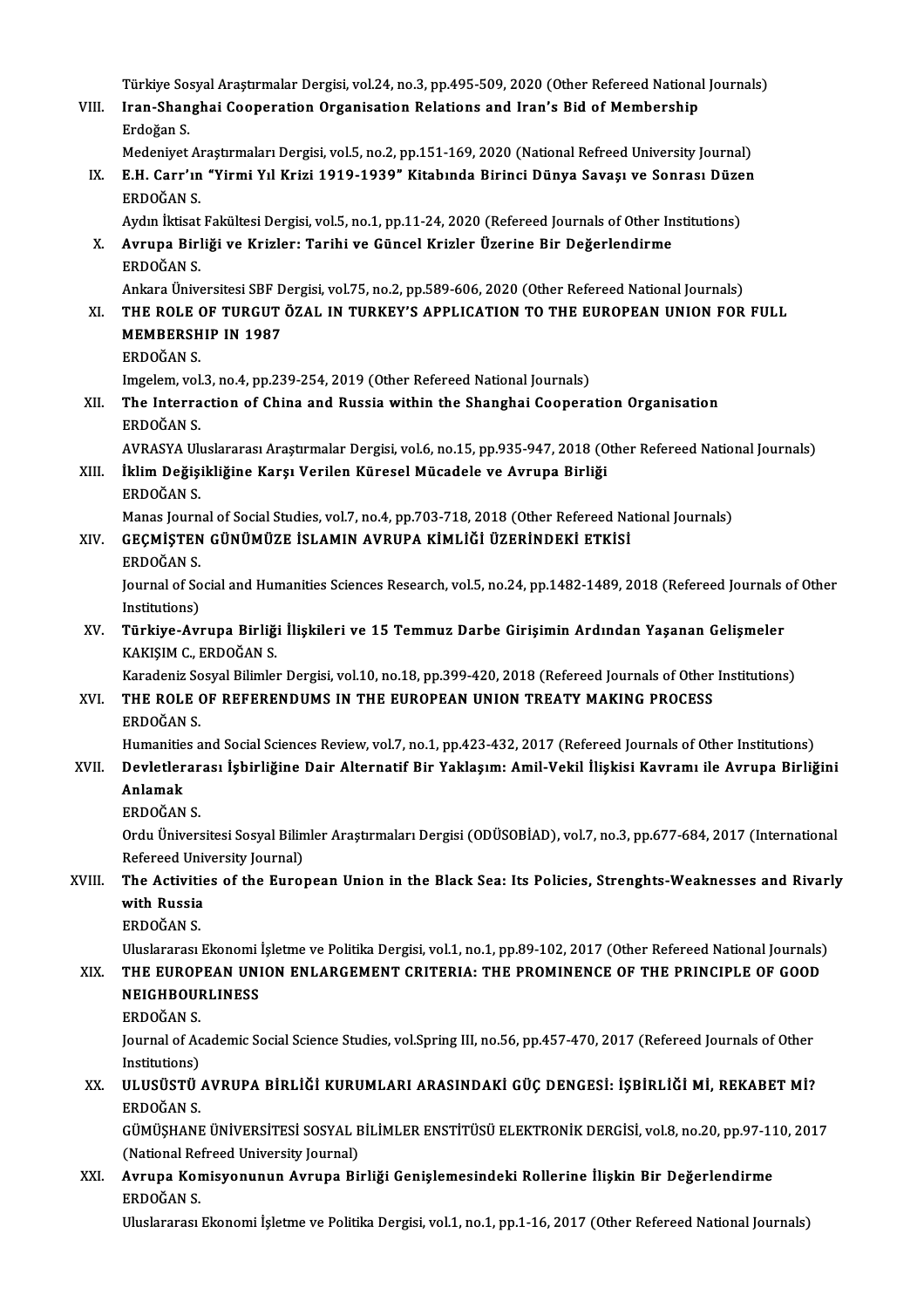Türkiye Sosyal Araştırmalar Dergisi, vol.24, no.3, pp.495-509, 2020 (Other Refereed National Journals)

VIII. **Iran-Shanghai Cooperation Organisation Relations and Iran's Bid of Membership**
Erdoğan S.
Medeniyet Araştırmaları Dergisi, vol.5, no.2, pp.151-169, 2020 (National Refreed University Journal)

IX. **E.H. Carr'ın "Yirmi Yıl Krizi 1919-1939" Kitabında Birinci Dünya Savaşı ve Sonrası Düzen**
ERDOĞAN S.
Aydın İktisat Fakültesi Dergisi, vol.5, no.1, pp.11-24, 2020 (Refereed Journals of Other Institutions)

X. **Avrupa Birliği ve Krizler: Tarihi ve Güncel Krizler Üzerine Bir Değerlendirme**
ERDOĞAN S.
Ankara Üniversitesi SBF Dergisi, vol.75, no.2, pp.589-606, 2020 (Other Refereed National Journals)

XI. **THE ROLE OF TURGUT ÖZAL IN TURKEY'S APPLICATION TO THE EUROPEAN UNION FOR FULL MEMBERSHIP IN 1987**
ERDOĞAN S.
Imgelem, vol.3, no.4, pp.239-254, 2019 (Other Refereed National Journals)

XII. **The Interraction of China and Russia within the Shanghai Cooperation Organisation**
ERDOĞAN S.
AVRASYA Uluslararası Araştırmalar Dergisi, vol.6, no.15, pp.935-947, 2018 (Other Refereed National Journals)

XIII. **İklim Değişikliğine Karşı Verilen Küresel Mücadele ve Avrupa Birliği**
ERDOĞAN S.
Manas Journal of Social Studies, vol.7, no.4, pp.703-718, 2018 (Other Refereed National Journals)

XIV. **GEÇMİŞTEN GÜNÜMÜZE İSLAMIN AVRUPA KİMLİĞİ ÜZERİNDEKİ ETKİSİ**
ERDOĞAN S.
Journal of Social and Humanities Sciences Research, vol.5, no.24, pp.1482-1489, 2018 (Refereed Journals of Other Institutions)

XV. **Türkiye-Avrupa Birliği İlişkileri ve 15 Temmuz Darbe Girişimin Ardından Yaşanan Gelişmeler**
KAKIŞIM C., ERDOĞAN S.
Karadeniz Sosyal Bilimler Dergisi, vol.10, no.18, pp.399-420, 2018 (Refereed Journals of Other Institutions)

XVI. **THE ROLE OF REFERENDUMS IN THE EUROPEAN UNION TREATY MAKING PROCESS**
ERDOĞAN S.
Humanities and Social Sciences Review, vol.7, no.1, pp.423-432, 2017 (Refereed Journals of Other Institutions)

XVII. **Devletlerarası İşbirliğine Dair Alternatif Bir Yaklaşım: Amil-Vekil İlişkisi Kavramı ile Avrupa Birliğini Anlamak**
ERDOĞAN S.
Ordu Üniversitesi Sosyal Bilimler Araştırmaları Dergisi (ODÜSOBİAD), vol.7, no.3, pp.677-684, 2017 (International Refereed University Journal)

XVIII. **The Activities of the European Union in the Black Sea: Its Policies, Strenghts-Weaknesses and Rivarly with Russia**
ERDOĞAN S.
Uluslararası Ekonomi İşletme ve Politika Dergisi, vol.1, no.1, pp.89-102, 2017 (Other Refereed National Journals)

XIX. **THE EUROPEAN UNION ENLARGEMENT CRITERIA: THE PROMINENCE OF THE PRINCIPLE OF GOOD NEIGHBOURLINESS**
ERDOĞAN S.
Journal of Academic Social Science Studies, vol.Spring III, no.56, pp.457-470, 2017 (Refereed Journals of Other Institutions)

XX. **ULUSÜSTÜ AVRUPA BİRLİĞİ KURUMLARI ARASINDAKİ GÜÇ DENGESİ: İŞBİRLİĞİ Mİ, REKABET Mİ?**
ERDOĞAN S.
GÜMÜŞHANE ÜNİVERSİTESİ SOSYAL BİLİMLER ENSTİTÜSÜ ELEKTRONİK DERGİSİ, vol.8, no.20, pp.97-110, 2017 (National Refreed University Journal)

XXI. **Avrupa Komisyonunun Avrupa Birliği Genişlemesindeki Rollerine İlişkin Bir Değerlendirme**
ERDOĞAN S.
Uluslararası Ekonomi İşletme ve Politika Dergisi, vol.1, no.1, pp.1-16, 2017 (Other Refereed National Journals)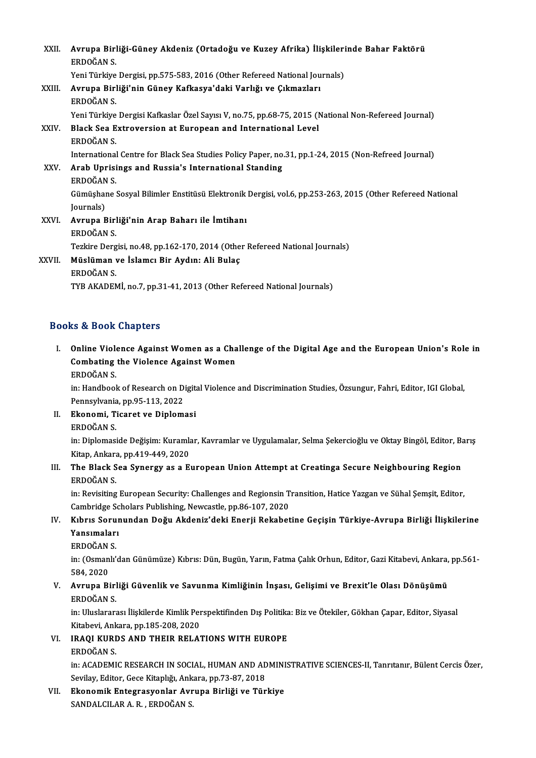XXII. **Avrupa Birliği-Güney Akdeniz (Ortadoğu ve Kuzey Afrika) İlişkilerinde Bahar Faktörü**
ERDOĞAN S.
Yeni Türkiye Dergisi, pp.575-583, 2016 (Other Refereed National Journals)

XXIII. **Avrupa Birliği'nin Güney Kafkasya'daki Varlığı ve Çıkmazları**
ERDOĞAN S.
Yeni Türkiye Dergisi Kafkaslar Özel Sayısı V, no.75, pp.68-75, 2015 (National Non-Refereed Journal)

XXIV. **Black Sea Extroversion at European and International Level**
ERDOĞAN S.
International Centre for Black Sea Studies Policy Paper, no.31, pp.1-24, 2015 (Non-Refreed Journal)

XXV. **Arab Uprisings and Russia's International Standing**
ERDOĞAN S.
Gümüşhane Sosyal Bilimler Enstitüsü Elektronik Dergisi, vol.6, pp.253-263, 2015 (Other Refereed National Journals)

XXVI. **Avrupa Birliği'nin Arap Baharı ile İmtihanı**
ERDOĞAN S.
Tezkire Dergisi, no.48, pp.162-170, 2014 (Other Refereed National Journals)

XXVII. **Müslüman ve İslamcı Bir Aydın: Ali Bulaç**
ERDOĞAN S.
TYB AKADEMİ, no.7, pp.31-41, 2013 (Other Refereed National Journals)

## Books & Book Chapters

I. **Online Violence Against Women as a Challenge of the Digital Age and the European Union's Role in Combating the Violence Against Women**
ERDOĞAN S.
in: Handbook of Research on Digital Violence and Discrimination Studies, Özsungur, Fahri, Editor, IGI Global, Pennsylvania, pp.95-113, 2022

II. **Ekonomi, Ticaret ve Diplomasi**
ERDOĞAN S.
in: Diplomaside Değişim: Kuramlar, Kavramlar ve Uygulamalar, Selma Şekercioğlu ve Oktay Bingöl, Editor, Barış Kitap, Ankara, pp.419-449, 2020

III. **The Black Sea Synergy as a European Union Attempt at Creatinga Secure Neighbouring Region**
ERDOĞAN S.
in: Revisiting European Security: Challenges and Regionsin Transition, Hatice Yazgan ve Sühal Şemşit, Editor, Cambridge Scholars Publishing, Newcastle, pp.86-107, 2020

IV. **Kıbrıs Sorunundan Doğu Akdeniz'deki Enerji Rekabetine Geçişin Türkiye-Avrupa Birliği İlişkilerine Yansımaları**
ERDOĞAN S.
in: (Osmanlı'dan Günümüze) Kıbrıs: Dün, Bugün, Yarın, Fatma Çalık Orhun, Editor, Gazi Kitabevi, Ankara, pp.561-584, 2020

V. **Avrupa Birliği Güvenlik ve Savunma Kimliğinin İnşası, Gelişimi ve Brexit'le Olası Dönüşümü**
ERDOĞAN S.
in: Uluslararası İlişkilerde Kimlik Perspektifinden Dış Politika: Biz ve Ötekiler, Gökhan Çapar, Editor, Siyasal Kitabevi, Ankara, pp.185-208, 2020

VI. **IRAQI KURDS AND THEIR RELATIONS WITH EUROPE**
ERDOĞAN S.
in: ACADEMIC RESEARCH IN SOCIAL, HUMAN AND ADMINISTRATIVE SCIENCES-II, Tanrıtanır, Bülent Cercis Özer, Sevilay, Editor, Gece Kitaplığı, Ankara, pp.73-87, 2018

VII. **Ekonomik Entegrasyonlar Avrupa Birliği ve Türkiye**
SANDALCILAR A. R. , ERDOĞAN S.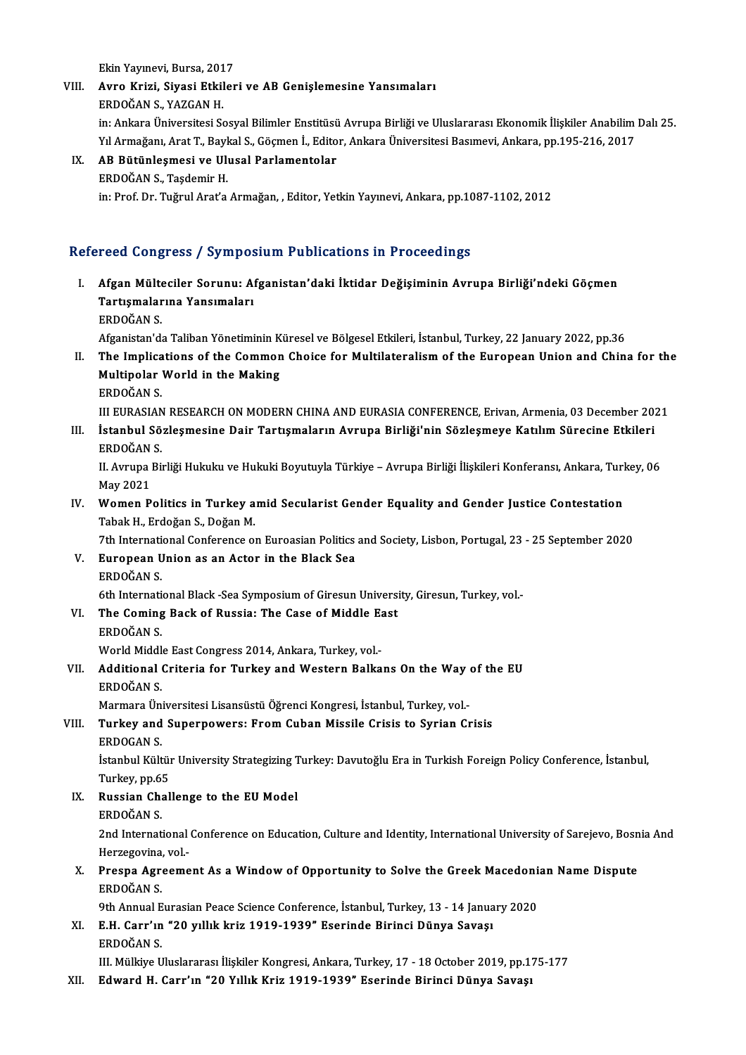Ekin Yayınevi, Bursa, 2017

VIII. **Avro Krizi, Siyasi Etkileri ve AB Genişlemesine Yansımaları**
ERDOĞAN S., YAZGAN H.
in: Ankara Üniversitesi Sosyal Bilimler Enstitüsü Avrupa Birliği ve Uluslararası Ekonomik İlişkiler Anabilim Dalı 25. Yıl Armağanı, Arat T., Baykal S., Göçmen İ., Editor, Ankara Üniversitesi Basımevi, Ankara, pp.195-216, 2017

IX. **AB Bütünleşmesi ve Ulusal Parlamentolar**
ERDOĞAN S., Taşdemir H.
in: Prof. Dr. Tuğrul Arat'a Armağan, , Editor, Yetkin Yayınevi, Ankara, pp.1087-1102, 2012

## Refereed Congress / Symposium Publications in Proceedings

I. **Afgan Mülteciler Sorunu: Afganistan'daki İktidar Değişiminin Avrupa Birliği'ndeki Göçmen Tartışmalarına Yansımaları**
ERDOĞAN S.
Afganistan'da Taliban Yönetiminin Küresel ve Bölgesel Etkileri, İstanbul, Turkey, 22 January 2022, pp.36

II. **The Implications of the Common Choice for Multilateralism of the European Union and China for the Multipolar World in the Making**
ERDOĞAN S.
III EURASIAN RESEARCH ON MODERN CHINA AND EURASIA CONFERENCE, Erivan, Armenia, 03 December 2021

III. **İstanbul Sözleşmesine Dair Tartışmaların Avrupa Birliği'nin Sözleşmeye Katılım Sürecine Etkileri**
ERDOĞAN S.
II. Avrupa Birliği Hukuku ve Hukuki Boyutuyla Türkiye – Avrupa Birliği İlişkileri Konferansı, Ankara, Turkey, 06 May 2021

IV. **Women Politics in Turkey amid Secularist Gender Equality and Gender Justice Contestation**
Tabak H., Erdoğan S., Doğan M.
7th International Conference on Euroasian Politics and Society, Lisbon, Portugal, 23 - 25 September 2020

V. **European Union as an Actor in the Black Sea**
ERDOĞAN S.
6th International Black -Sea Symposium of Giresun University, Giresun, Turkey, vol.-

VI. **The Coming Back of Russia: The Case of Middle East**
ERDOĞAN S.
World Middle East Congress 2014, Ankara, Turkey, vol.-

VII. **Additional Criteria for Turkey and Western Balkans On the Way of the EU**
ERDOĞAN S.
Marmara Üniversitesi Lisansüstü Öğrenci Kongresi, İstanbul, Turkey, vol.-

VIII. **Turkey and Superpowers: From Cuban Missile Crisis to Syrian Crisis**
ERDOGAN S.
İstanbul Kültür University Strategizing Turkey: Davutoğlu Era in Turkish Foreign Policy Conference, İstanbul, Turkey, pp.65

IX. **Russian Challenge to the EU Model**
ERDOĞAN S.
2nd International Conference on Education, Culture and Identity, International University of Sarejevo, Bosnia And Herzegovina, vol.-

X. **Prespa Agreement As a Window of Opportunity to Solve the Greek Macedonian Name Dispute**
ERDOĞAN S.
9th Annual Eurasian Peace Science Conference, İstanbul, Turkey, 13 - 14 January 2020

XI. **E.H. Carr'ın "20 yıllık kriz 1919-1939" Eserinde Birinci Dünya Savaşı**
ERDOĞAN S.
III. Mülkiye Uluslararası İlişkiler Kongresi, Ankara, Turkey, 17 - 18 October 2019, pp.175-177

XII. **Edward H. Carr'ın "20 Yıllık Kriz 1919-1939" Eserinde Birinci Dünya Savaşı**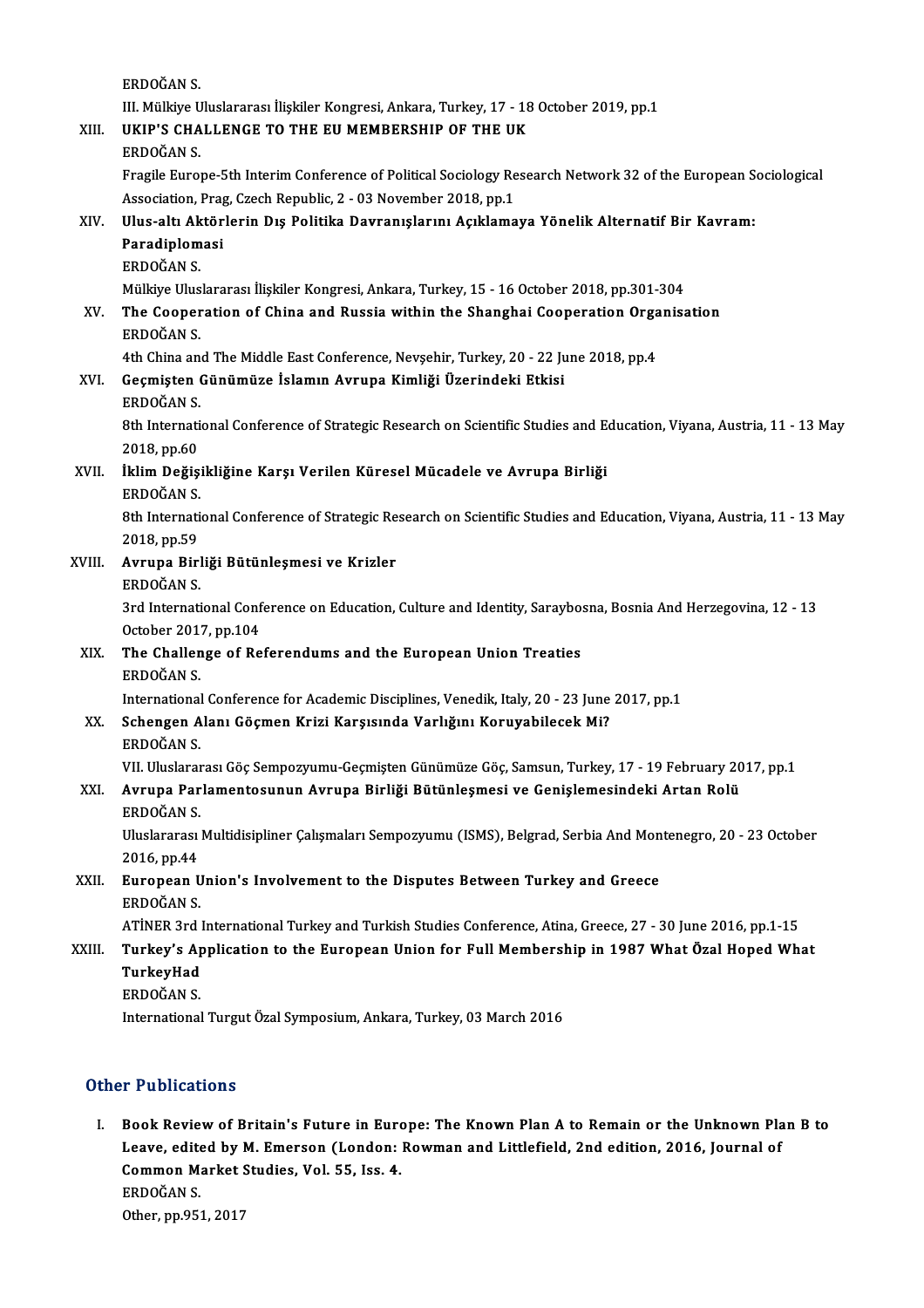ERDOĞAN S.
III. Mülkiye Uluslararası İlişkiler Kongresi, Ankara, Turkey, 17 - 18 October 2019, pp.1

XIII. **UKIP'S CHALLENGE TO THE EU MEMBERSHIP OF THE UK**
ERDOĞAN S.
Fragile Europe-5th Interim Conference of Political Sociology Research Network 32 of the European Sociological Association, Prag, Czech Republic, 2 - 03 November 2018, pp.1

XIV. **Ulus-altı Aktörlerin Dış Politika Davranışlarını Açıklamaya Yönelik Alternatif Bir Kavram: Paradiplomasi**
ERDOĞAN S.
Mülkiye Uluslararası İlişkiler Kongresi, Ankara, Turkey, 15 - 16 October 2018, pp.301-304

XV. **The Cooperation of China and Russia within the Shanghai Cooperation Organisation**
ERDOĞAN S.
4th China and The Middle East Conference, Nevşehir, Turkey, 20 - 22 June 2018, pp.4

XVI. **Geçmişten Günümüze İslamın Avrupa Kimliği Üzerindeki Etkisi**
ERDOĞAN S.
8th International Conference of Strategic Research on Scientific Studies and Education, Viyana, Austria, 11 - 13 May 2018, pp.60

XVII. **İklim Değişikliğine Karşı Verilen Küresel Mücadele ve Avrupa Birliği**
ERDOĞAN S.
8th International Conference of Strategic Research on Scientific Studies and Education, Viyana, Austria, 11 - 13 May 2018, pp.59

XVIII. **Avrupa Birliği Bütünleşmesi ve Krizler**
ERDOĞAN S.
3rd International Conference on Education, Culture and Identity, Saraybosna, Bosnia And Herzegovina, 12 - 13 October 2017, pp.104

XIX. **The Challenge of Referendums and the European Union Treaties**
ERDOĞAN S.
International Conference for Academic Disciplines, Venedik, Italy, 20 - 23 June 2017, pp.1

XX. **Schengen Alanı Göçmen Krizi Karşısında Varlığını Koruyabilecek Mi?**
ERDOĞAN S.
VII. Uluslararası Göç Sempozyumu-Geçmişten Günümüze Göç, Samsun, Turkey, 17 - 19 February 2017, pp.1

XXI. **Avrupa Parlamentosunun Avrupa Birliği Bütünleşmesi ve Genişlemesindeki Artan Rolü**
ERDOĞAN S.
Uluslararası Multidisipliner Çalışmaları Sempozyumu (ISMS), Belgrad, Serbia And Montenegro, 20 - 23 October 2016, pp.44

XXII. **European Union's Involvement to the Disputes Between Turkey and Greece**
ERDOĞAN S.
ATİNER 3rd International Turkey and Turkish Studies Conference, Atina, Greece, 27 - 30 June 2016, pp.1-15

XXIII. **Turkey's Application to the European Union for Full Membership in 1987 What Özal Hoped What TurkeyHad**
ERDOĞAN S.
International Turgut Özal Symposium, Ankara, Turkey, 03 March 2016

## Other Publications

I. **Book Review of Britain's Future in Europe: The Known Plan A to Remain or the Unknown Plan B to Leave, edited by M. Emerson (London: Rowman and Littlefield, 2nd edition, 2016, Journal of Common Market Studies, Vol. 55, Iss. 4.**
ERDOĞAN S.
Other, pp.951, 2017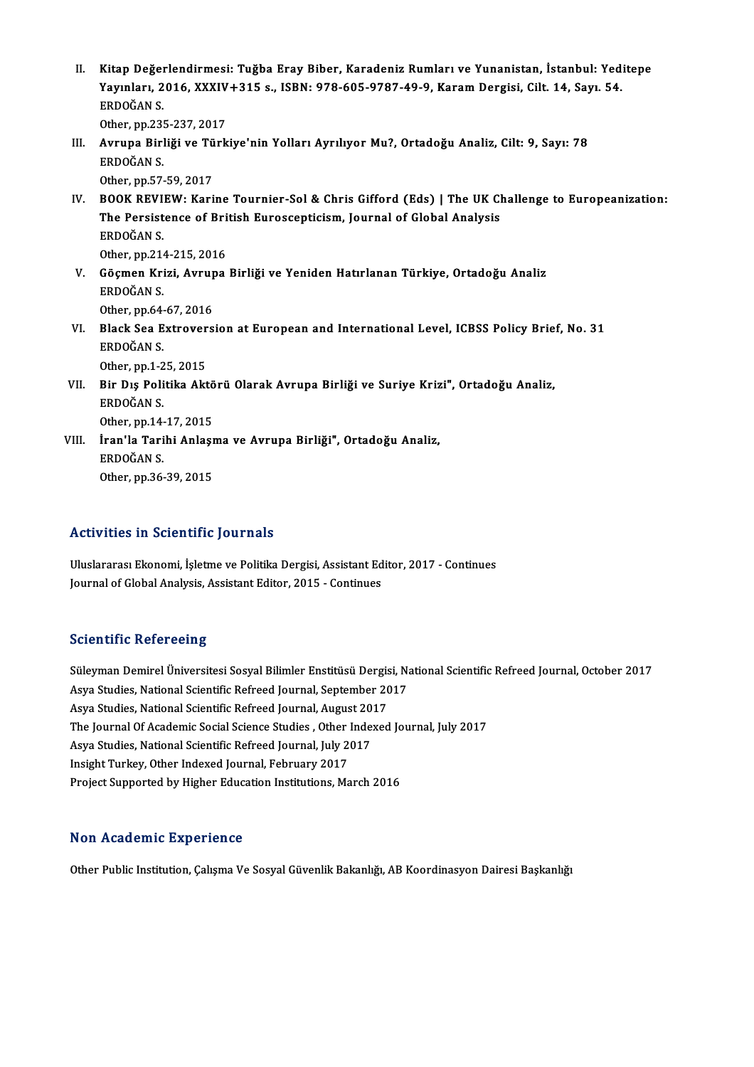II. **Kitap Değerlendirmesi: Tuğba Eray Biber, Karadeniz Rumları ve Yunanistan, İstanbul: Yeditepe Yayınları, 2016, XXXIV+315 s., ISBN: 978-605-9787-49-9, Karam Dergisi, Cilt. 14, Sayı. 54.**
ERDOĞAN S.
Other, pp.235-237, 2017

III. **Avrupa Birliği ve Türkiye'nin Yolları Ayrılıyor Mu?, Ortadoğu Analiz, Cilt: 9, Sayı: 78**
ERDOĞAN S.
Other, pp.57-59, 2017

IV. **BOOK REVIEW: Karine Tournier-Sol & Chris Gifford (Eds) | The UK Challenge to Europeanization: The Persistence of British Euroscepticism, Journal of Global Analysis**
ERDOĞAN S.
Other, pp.214-215, 2016

V. **Göçmen Krizi, Avrupa Birliği ve Yeniden Hatırlanan Türkiye, Ortadoğu Analiz**
ERDOĞAN S.
Other, pp.64-67, 2016

VI. **Black Sea Extroversion at European and International Level, ICBSS Policy Brief, No. 31**
ERDOĞAN S.
Other, pp.1-25, 2015

VII. **Bir Dış Politika Aktörü Olarak Avrupa Birliği ve Suriye Krizi", Ortadoğu Analiz,**
ERDOĞAN S.
Other, pp.14-17, 2015

VIII. **İran'la Tarihi Anlaşma ve Avrupa Birliği", Ortadoğu Analiz,**
ERDOĞAN S.
Other, pp.36-39, 2015

## Activities in Scientific Journals

Uluslararası Ekonomi, İşletme ve Politika Dergisi, Assistant Editor, 2017 - Continues
Journal of Global Analysis, Assistant Editor, 2015 - Continues

## Scientific Refereeing

Süleyman Demirel Üniversitesi Sosyal Bilimler Enstitüsü Dergisi, National Scientific Refreed Journal, October 2017
Asya Studies, National Scientific Refreed Journal, September 2017
Asya Studies, National Scientific Refreed Journal, August 2017
The Journal Of Academic Social Science Studies , Other Indexed Journal, July 2017
Asya Studies, National Scientific Refreed Journal, July 2017
Insight Turkey, Other Indexed Journal, February 2017
Project Supported by Higher Education Institutions, March 2016

## Non Academic Experience

Other Public Institution, Çalışma Ve Sosyal Güvenlik Bakanlığı, AB Koordinasyon Dairesi Başkanlığı